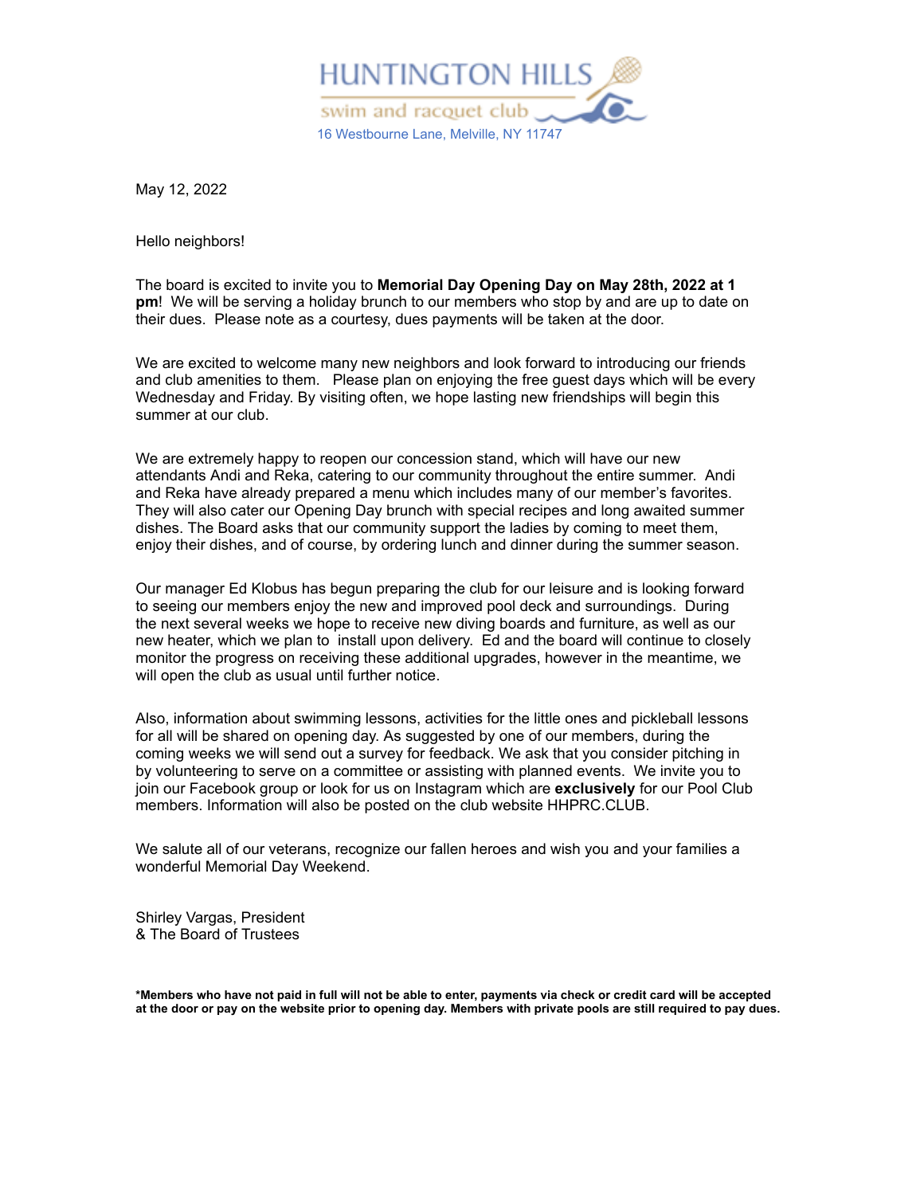# HUNTINGTON HILLS

swim and racquet club

16 Westbourne Lane, Melville, NY 11747

May 12, 2022

Hello neighbors!

The board is excited to invite you to **Memorial Day Opening Day on May 28th, 2022 at 1 pm**! We will be serving a holiday brunch to our members who stop by and are up to date on their dues. Please note as a courtesy, dues payments will be taken at the door.

We are excited to welcome many new neighbors and look forward to introducing our friends and club amenities to them. Please plan on enjoying the free guest days which will be every Wednesday and Friday. By visiting often, we hope lasting new friendships will begin this summer at our club.

We are extremely happy to reopen our concession stand, which will have our new attendants Andi and Reka, catering to our community throughout the entire summer. Andi and Reka have already prepared a menu which includes many of our member's favorites. They will also cater our Opening Day brunch with special recipes and long awaited summer dishes. The Board asks that our community support the ladies by coming to meet them, enjoy their dishes, and of course, by ordering lunch and dinner during the summer season.

Our manager Ed Klobus has begun preparing the club for our leisure and is looking forward to seeing our members enjoy the new and improved pool deck and surroundings. During the next several weeks we hope to receive new diving boards and furniture, as well as our new heater, which we plan to install upon delivery. Ed and the board will continue to closely monitor the progress on receiving these additional upgrades, however in the meantime, we will open the club as usual until further notice.

Also, information about swimming lessons, activities for the little ones and pickleball lessons for all will be shared on opening day. As suggested by one of our members, during the coming weeks we will send out a survey for feedback. We ask that you consider pitching in by volunteering to serve on a committee or assisting with planned events. We invite you to join our Facebook group or look for us on Instagram which are **exclusively** for our Pool Club members. Information will also be posted on the club website HHPRC.CLUB.

We salute all of our veterans, recognize our fallen heroes and wish you and your families a wonderful Memorial Day Weekend.

Shirley Vargas, President
& The Board of Trustees

***Members who have not paid in full will not be able to enter, payments via check or credit card will be accepted at the door or pay on the website prior to opening day. Members with private pools are still required to pay dues.**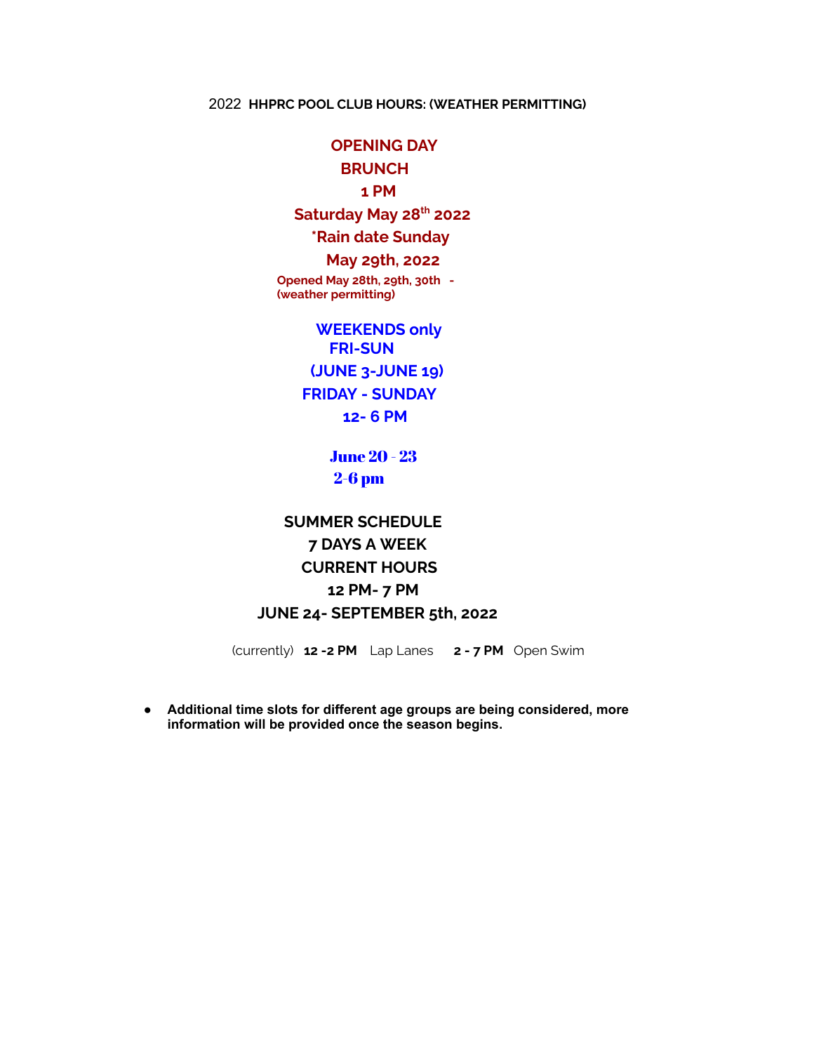2022 **HHPRC POOL CLUB HOURS: (WEATHER PERMITTING)**

**OPENING DAY**
**BRUNCH**
**1 PM**
**Saturday May 28th 2022**
**\*Rain date Sunday**
**May 29th, 2022**
**Opened May 28th, 29th, 30th -**
**(weather permitting)**

**WEEKENDS only**
**FRI-SUN**
**(JUNE 3-JUNE 19)**
**FRIDAY - SUNDAY**
**12- 6 PM**

**June 20 - 23**
**2-6 pm**

**SUMMER SCHEDULE**
**7 DAYS A WEEK**
**CURRENT HOURS**
**12 PM- 7 PM**
**JUNE 24- SEPTEMBER 5th, 2022**

(currently) **12 -2 PM** Lap Lanes **2 - 7 PM** Open Swim

- **Additional time slots for different age groups are being considered, more information will be provided once the season begins.**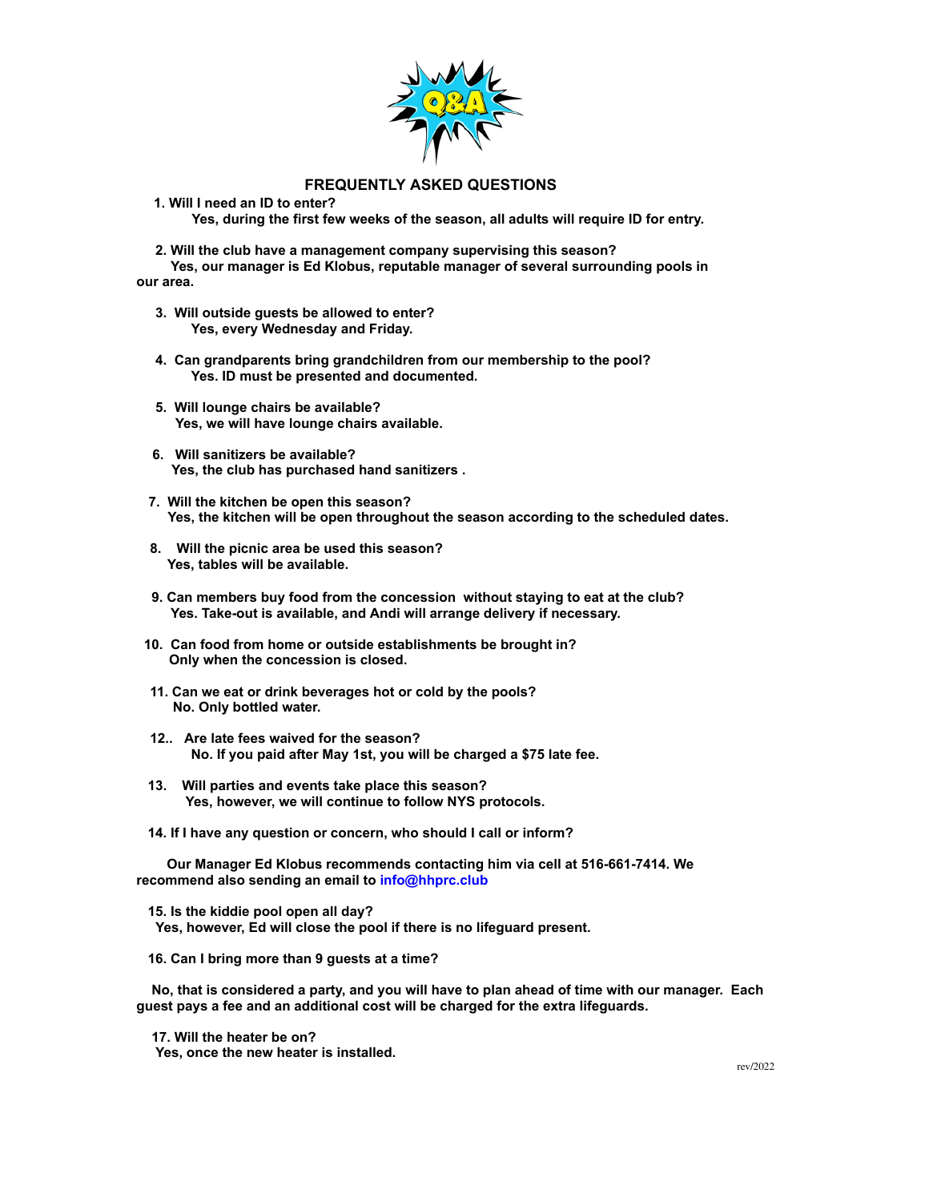# FREQUENTLY ASKED QUESTIONS

1. **Will I need an ID to enter?**
   **Yes, during the first few weeks of the season, all adults will require ID for entry.**

2. **Will the club have a management company supervising this season?**
   **Yes, our manager is Ed Klobus, reputable manager of several surrounding pools in our area.**

3. **Will outside guests be allowed to enter?**
   **Yes, every Wednesday and Friday.**

4. **Can grandparents bring grandchildren from our membership to the pool?**
   **Yes. ID must be presented and documented.**

5. **Will lounge chairs be available?**
   **Yes, we will have lounge chairs available.**

6. **Will sanitizers be available?**
   **Yes, the club has purchased hand sanitizers .**

7. **Will the kitchen be open this season?**
   **Yes, the kitchen will be open throughout the season according to the scheduled dates.**

8. **Will the picnic area be used this season?**
   **Yes, tables will be available.**

9. **Can members buy food from the concession without staying to eat at the club?**
   **Yes. Take-out is available, and Andi will arrange delivery if necessary.**

10. **Can food from home or outside establishments be brought in?**
    **Only when the concession is closed.**

11. **Can we eat or drink beverages hot or cold by the pools?**
    **No. Only bottled water.**

12. **Are late fees waived for the season?**
    **No. If you paid after May 1st, you will be charged a $75 late fee.**

13. **Will parties and events take place this season?**
    **Yes, however, we will continue to follow NYS protocols.**

14. **If I have any question or concern, who should I call or inform?**

    **Our Manager Ed Klobus recommends contacting him via cell at 516-661-7414. We recommend also sending an email to info@hhprc.club**

15. **Is the kiddie pool open all day?**
    **Yes, however, Ed will close the pool if there is no lifeguard present.**

16. **Can I bring more than 9 guests at a time?**

    **No, that is considered a party, and you will have to plan ahead of time with our manager. Each guest pays a fee and an additional cost will be charged for the extra lifeguards.**

17. **Will the heater be on?**
    **Yes, once the new heater is installed.**

rev/2022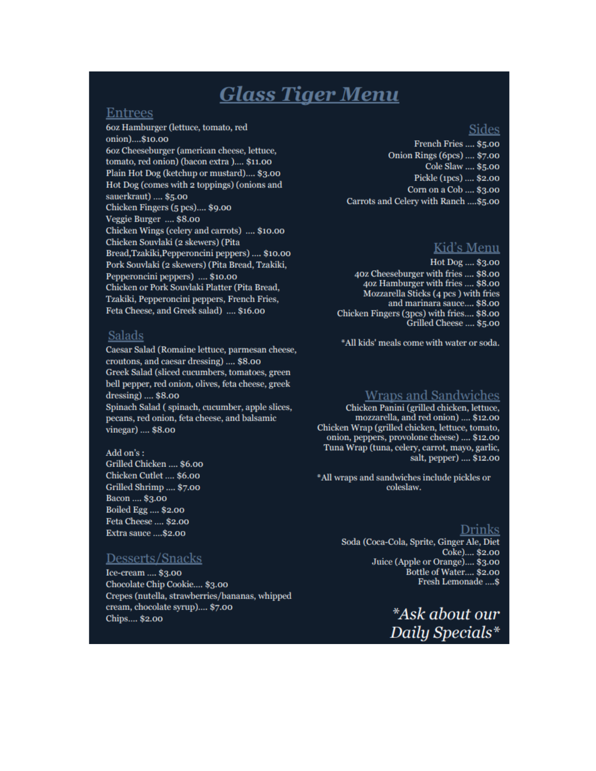# Glass Tiger Menu

## Entrees

6oz Hamburger (lettuce, tomato, red onion)....$10.00
6oz Cheeseburger (american cheese, lettuce, tomato, red onion) (bacon extra ).... $11.00
Plain Hot Dog (ketchup or mustard).... $3.00
Hot Dog (comes with 2 toppings) (onions and sauerkraut) .... $5.00
Chicken Fingers (5 pcs).... $9.00
Veggie Burger .... $8.00
Chicken Wings (celery and carrots) .... $10.00
Chicken Souvlaki (2 skewers) (Pita Bread,Tzakiki,Pepperoncini peppers) .... $10.00
Pork Souvlaki (2 skewers) (Pita Bread, Tzakiki, Pepperoncini peppers) .... $10.00
Chicken or Pork Souvlaki Platter (Pita Bread, Tzakiki, Pepperoncini peppers, French Fries, Feta Cheese, and Greek salad) .... $16.00

## Salads

Caesar Salad (Romaine lettuce, parmesan cheese, croutons, and caesar dressing) .... $8.00
Greek Salad (sliced cucumbers, tomatoes, green bell pepper, red onion, olives, feta cheese, greek dressing) .... $8.00
Spinach Salad ( spinach, cucumber, apple slices, pecans, red onion, feta cheese, and balsamic vinegar) .... $8.00

Add on's :
Grilled Chicken .... $6.00
Chicken Cutlet .... $6.00
Grilled Shrimp .... $7.00
Bacon .... $3.00
Boiled Egg .... $2.00
Feta Cheese .... $2.00
Extra sauce ....$2.00

## Desserts/Snacks

Ice-cream .... $3.00
Chocolate Chip Cookie.... $3.00
Crepes (nutella, strawberries/bananas, whipped cream, chocolate syrup).... $7.00
Chips.... $2.00

## Sides

French Fries .... $5.00
Onion Rings (6pcs) .... $7.00
Cole Slaw .... $5.00
Pickle (1pcs) .... $2.00
Corn on a Cob .... $3.00
Carrots and Celery with Ranch ....$5.00

## Kid's Menu

Hot Dog .... $3.00
4oz Cheeseburger with fries .... $8.00
4oz Hamburger with fries .... $8.00
Mozzarella Sticks (4 pcs ) with fries and marinara sauce.... $8.00
Chicken Fingers (3pcs) with fries.... $8.00
Grilled Cheese .... $5.00

*All kids' meals come with water or soda.

## Wraps and Sandwiches

Chicken Panini (grilled chicken, lettuce, mozzarella, and red onion) .... $12.00
Chicken Wrap (grilled chicken, lettuce, tomato, onion, peppers, provolone cheese) .... $12.00
Tuna Wrap (tuna, celery, carrot, mayo, garlic, salt, pepper) .... $12.00

*All wraps and sandwiches include pickles or coleslaw.

## Drinks

Soda (Coca-Cola, Sprite, Ginger Ale, Diet Coke).... $2.00
Juice (Apple or Orange).... $3.00
Bottle of Water.... $2.00
Fresh Lemonade ....$

*\*Ask about our Daily Specials\**